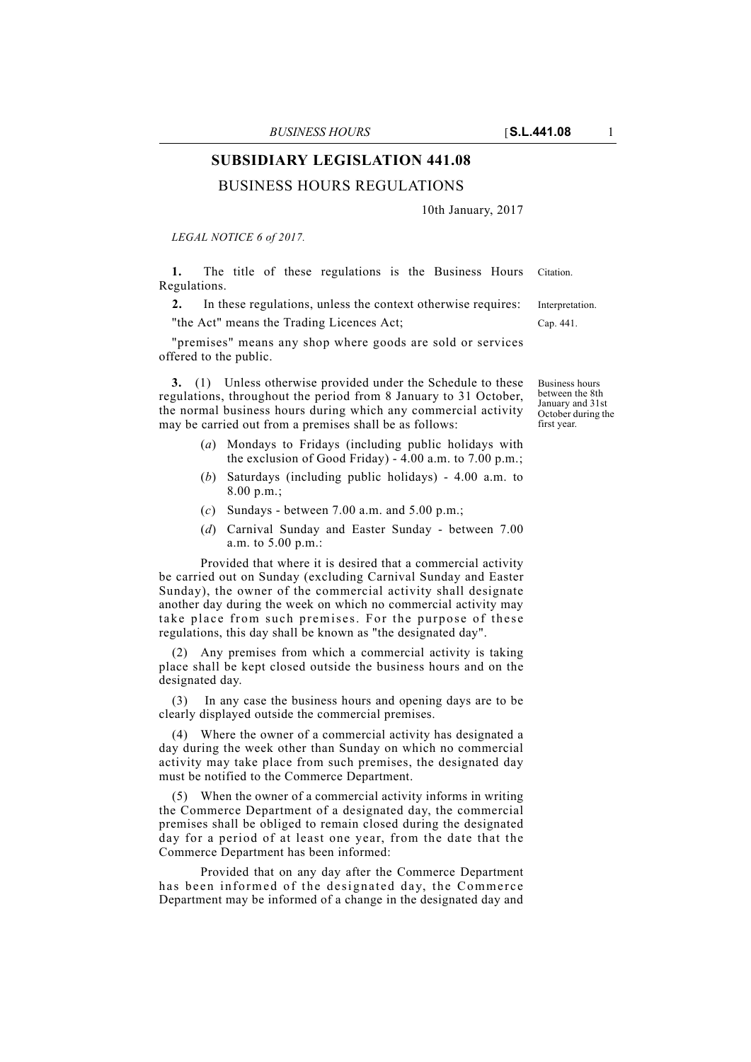# SUBSIDIARY LEGISLATION 441.08

## BUSINESS HOURS REGULATIONS

10th January, 2017

*LEGAL NOTICE 6 of 2017.*

**1.** The title of these regulations is the Business Hours Regulations. *Citation.*

**2.** In these regulations, unless the context otherwise requires: *Interpretation.*

"the Act" means the Trading Licences Act; *Cap. 441.*

"premises" means any shop where goods are sold or services offered to the public.

*Business hours between the 8th January and 31st October during the first year.*

**3.** (1) Unless otherwise provided under the Schedule to these regulations, throughout the period from 8 January to 31 October, the normal business hours during which any commercial activity may be carried out from a premises shall be as follows:

(*a*) Mondays to Fridays (including public holidays with the exclusion of Good Friday) - 4.00 a.m. to 7.00 p.m.;

(*b*) Saturdays (including public holidays) - 4.00 a.m. to 8.00 p.m.;

(*c*) Sundays - between 7.00 a.m. and 5.00 p.m.;

(*d*) Carnival Sunday and Easter Sunday - between 7.00 a.m. to 5.00 p.m.:

Provided that where it is desired that a commercial activity be carried out on Sunday (excluding Carnival Sunday and Easter Sunday), the owner of the commercial activity shall designate another day during the week on which no commercial activity may take place from such premises. For the purpose of these regulations, this day shall be known as "the designated day".

(2) Any premises from which a commercial activity is taking place shall be kept closed outside the business hours and on the designated day.

(3) In any case the business hours and opening days are to be clearly displayed outside the commercial premises.

(4) Where the owner of a commercial activity has designated a day during the week other than Sunday on which no commercial activity may take place from such premises, the designated day must be notified to the Commerce Department.

(5) When the owner of a commercial activity informs in writing the Commerce Department of a designated day, the commercial premises shall be obliged to remain closed during the designated day for a period of at least one year, from the date that the Commerce Department has been informed:

Provided that on any day after the Commerce Department has been informed of the designated day, the Commerce Department may be informed of a change in the designated day and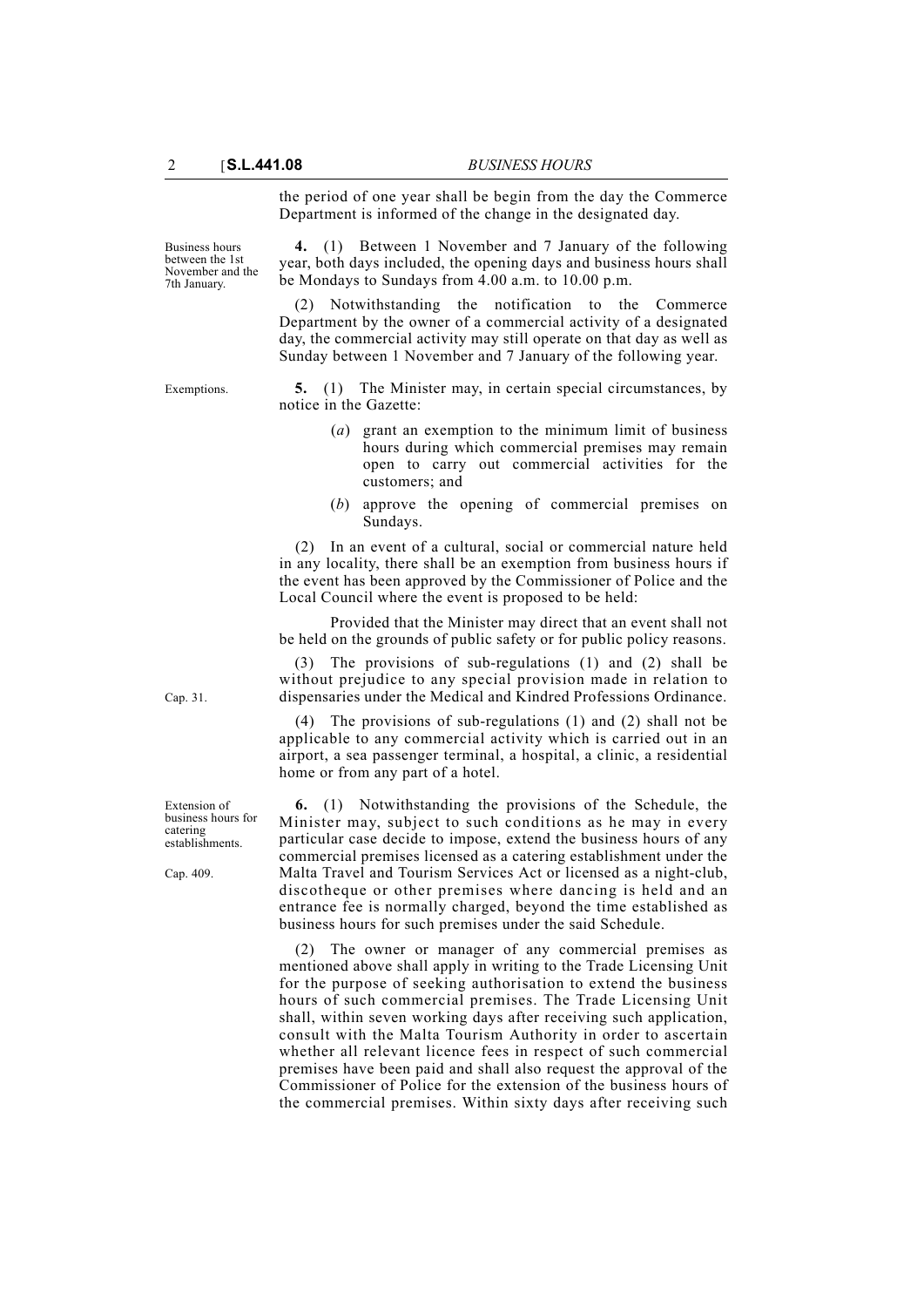the period of one year shall be begin from the day the Commerce Department is informed of the change in the designated day.

Business hours between the 1st November and the 7th January.

**4.** (1) Between 1 November and 7 January of the following year, both days included, the opening days and business hours shall be Mondays to Sundays from 4.00 a.m. to 10.00 p.m.

(2) Notwithstanding the notification to the Commerce Department by the owner of a commercial activity of a designated day, the commercial activity may still operate on that day as well as Sunday between 1 November and 7 January of the following year.

Exemptions.

**5.** (1) The Minister may, in certain special circumstances, by notice in the Gazette:

(*a*) grant an exemption to the minimum limit of business hours during which commercial premises may remain open to carry out commercial activities for the customers; and

(*b*) approve the opening of commercial premises on Sundays.

(2) In an event of a cultural, social or commercial nature held in any locality, there shall be an exemption from business hours if the event has been approved by the Commissioner of Police and the Local Council where the event is proposed to be held:

Provided that the Minister may direct that an event shall not be held on the grounds of public safety or for public policy reasons.

(3) The provisions of sub-regulations (1) and (2) shall be without prejudice to any special provision made in relation to dispensaries under the Medical and Kindred Professions Ordinance.

Cap. 31.

(4) The provisions of sub-regulations (1) and (2) shall not be applicable to any commercial activity which is carried out in an airport, a sea passenger terminal, a hospital, a clinic, a residential home or from any part of a hotel.

Extension of business hours for catering establishments.

Cap. 409.

**6.** (1) Notwithstanding the provisions of the Schedule, the Minister may, subject to such conditions as he may in every particular case decide to impose, extend the business hours of any commercial premises licensed as a catering establishment under the Malta Travel and Tourism Services Act or licensed as a night-club, discotheque or other premises where dancing is held and an entrance fee is normally charged, beyond the time established as business hours for such premises under the said Schedule.

(2) The owner or manager of any commercial premises as mentioned above shall apply in writing to the Trade Licensing Unit for the purpose of seeking authorisation to extend the business hours of such commercial premises. The Trade Licensing Unit shall, within seven working days after receiving such application, consult with the Malta Tourism Authority in order to ascertain whether all relevant licence fees in respect of such commercial premises have been paid and shall also request the approval of the Commissioner of Police for the extension of the business hours of the commercial premises. Within sixty days after receiving such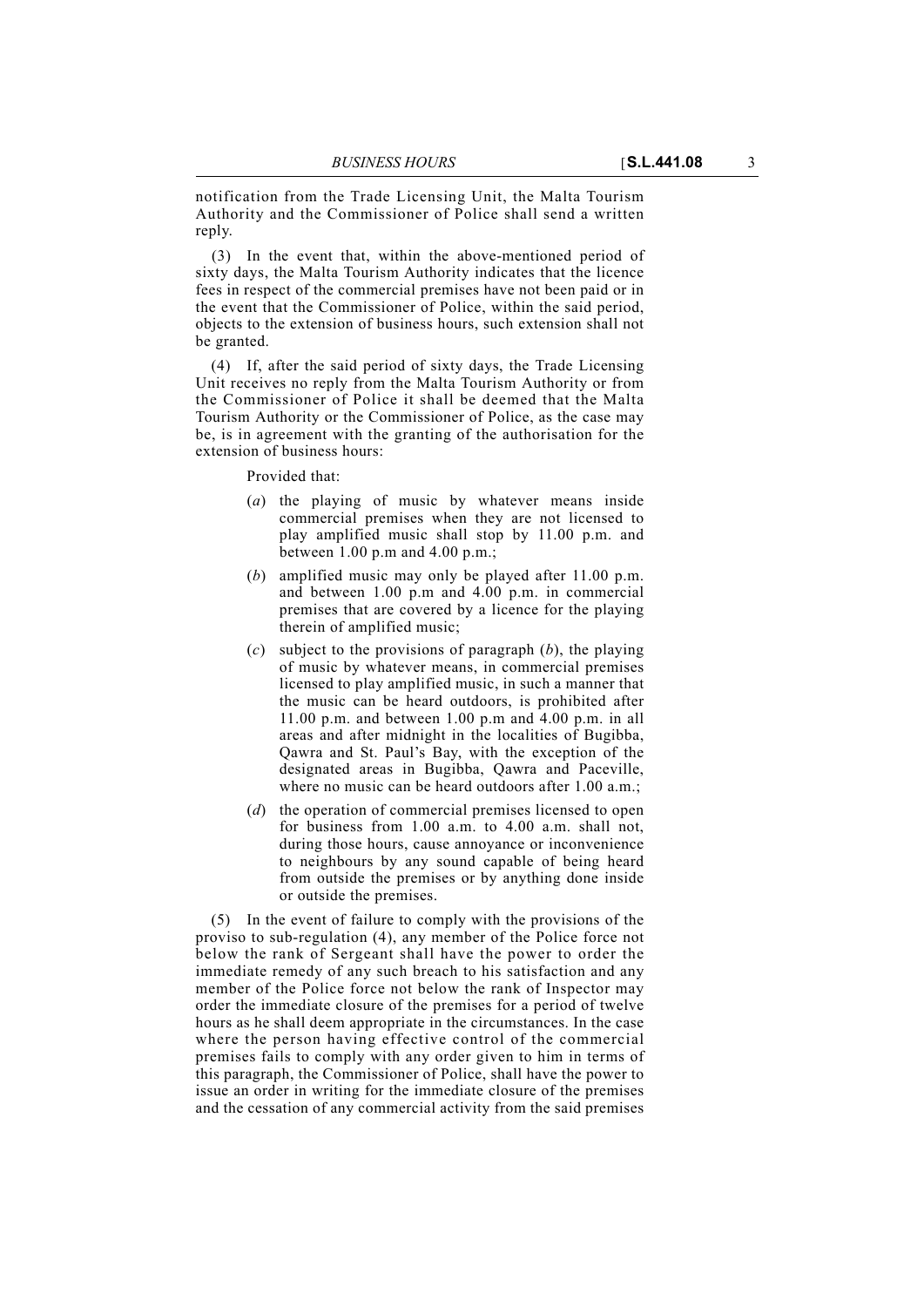notification from the Trade Licensing Unit, the Malta Tourism Authority and the Commissioner of Police shall send a written reply.

(3) In the event that, within the above-mentioned period of sixty days, the Malta Tourism Authority indicates that the licence fees in respect of the commercial premises have not been paid or in the event that the Commissioner of Police, within the said period, objects to the extension of business hours, such extension shall not be granted.

(4) If, after the said period of sixty days, the Trade Licensing Unit receives no reply from the Malta Tourism Authority or from the Commissioner of Police it shall be deemed that the Malta Tourism Authority or the Commissioner of Police, as the case may be, is in agreement with the granting of the authorisation for the extension of business hours:

Provided that:

(*a*) the playing of music by whatever means inside commercial premises when they are not licensed to play amplified music shall stop by 11.00 p.m. and between 1.00 p.m and 4.00 p.m.;

(*b*) amplified music may only be played after 11.00 p.m. and between 1.00 p.m and 4.00 p.m. in commercial premises that are covered by a licence for the playing therein of amplified music;

(*c*) subject to the provisions of paragraph (*b*), the playing of music by whatever means, in commercial premises licensed to play amplified music, in such a manner that the music can be heard outdoors, is prohibited after 11.00 p.m. and between 1.00 p.m and 4.00 p.m. in all areas and after midnight in the localities of Bugibba, Qawra and St. Paul's Bay, with the exception of the designated areas in Bugibba, Qawra and Paceville, where no music can be heard outdoors after 1.00 a.m.;

(*d*) the operation of commercial premises licensed to open for business from 1.00 a.m. to 4.00 a.m. shall not, during those hours, cause annoyance or inconvenience to neighbours by any sound capable of being heard from outside the premises or by anything done inside or outside the premises.

(5) In the event of failure to comply with the provisions of the proviso to sub-regulation (4), any member of the Police force not below the rank of Sergeant shall have the power to order the immediate remedy of any such breach to his satisfaction and any member of the Police force not below the rank of Inspector may order the immediate closure of the premises for a period of twelve hours as he shall deem appropriate in the circumstances. In the case where the person having effective control of the commercial premises fails to comply with any order given to him in terms of this paragraph, the Commissioner of Police, shall have the power to issue an order in writing for the immediate closure of the premises and the cessation of any commercial activity from the said premises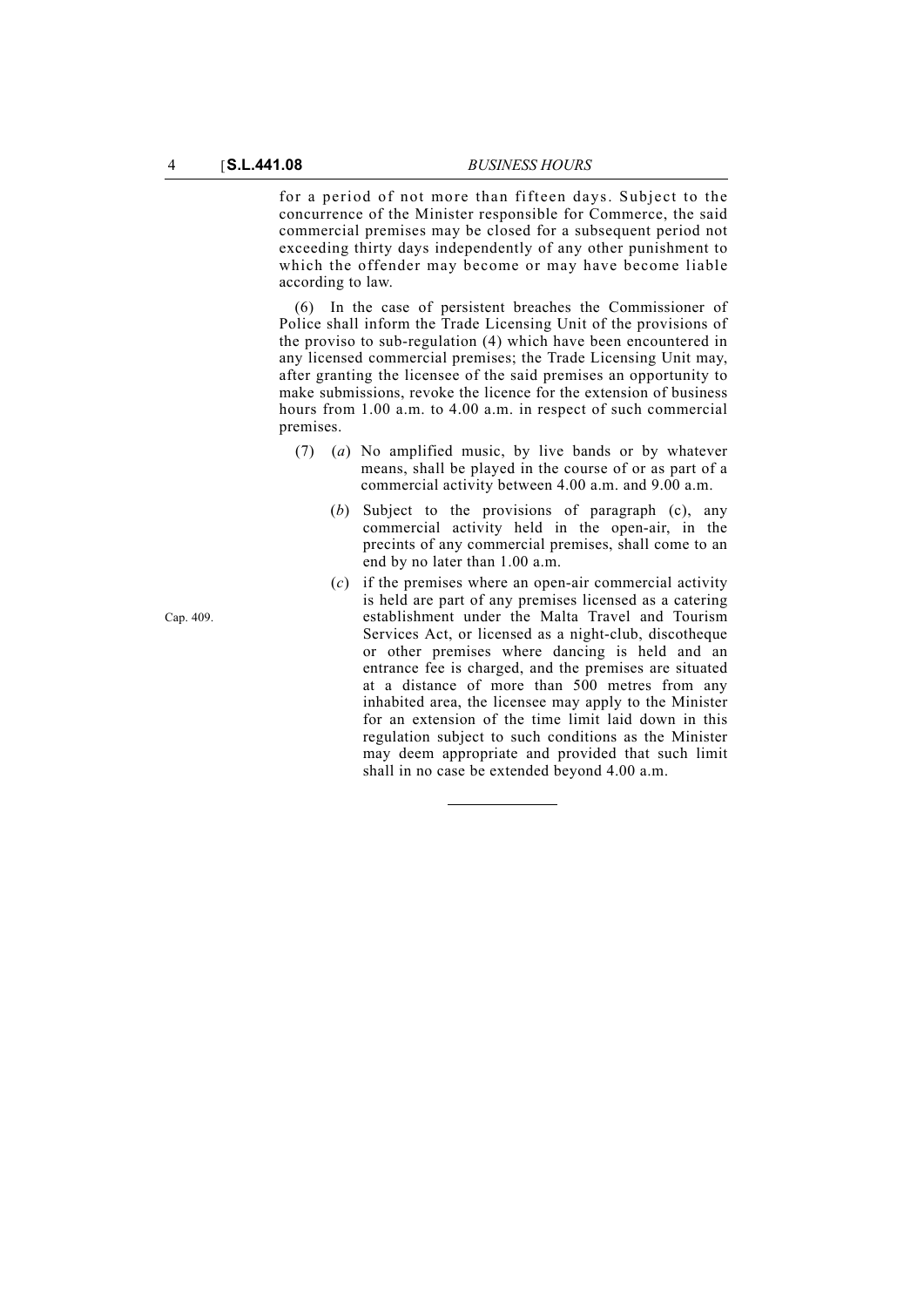for a period of not more than fifteen days. Subject to the concurrence of the Minister responsible for Commerce, the said commercial premises may be closed for a subsequent period not exceeding thirty days independently of any other punishment to which the offender may become or may have become liable according to law.

(6) In the case of persistent breaches the Commissioner of Police shall inform the Trade Licensing Unit of the provisions of the proviso to sub-regulation (4) which have been encountered in any licensed commercial premises; the Trade Licensing Unit may, after granting the licensee of the said premises an opportunity to make submissions, revoke the licence for the extension of business hours from 1.00 a.m. to 4.00 a.m. in respect of such commercial premises.

(7) (*a*) No amplified music, by live bands or by whatever means, shall be played in the course of or as part of a commercial activity between 4.00 a.m. and 9.00 a.m.

(*b*) Subject to the provisions of paragraph (c), any commercial activity held in the open-air, in the precints of any commercial premises, shall come to an end by no later than 1.00 a.m.

(*c*) if the premises where an open-air commercial activity is held are part of any premises licensed as a catering establishment under the Malta Travel and Tourism Services Act, or licensed as a night-club, discotheque or other premises where dancing is held and an entrance fee is charged, and the premises are situated at a distance of more than 500 metres from any inhabited area, the licensee may apply to the Minister for an extension of the time limit laid down in this regulation subject to such conditions as the Minister may deem appropriate and provided that such limit shall in no case be extended beyond 4.00 a.m.

Cap. 409.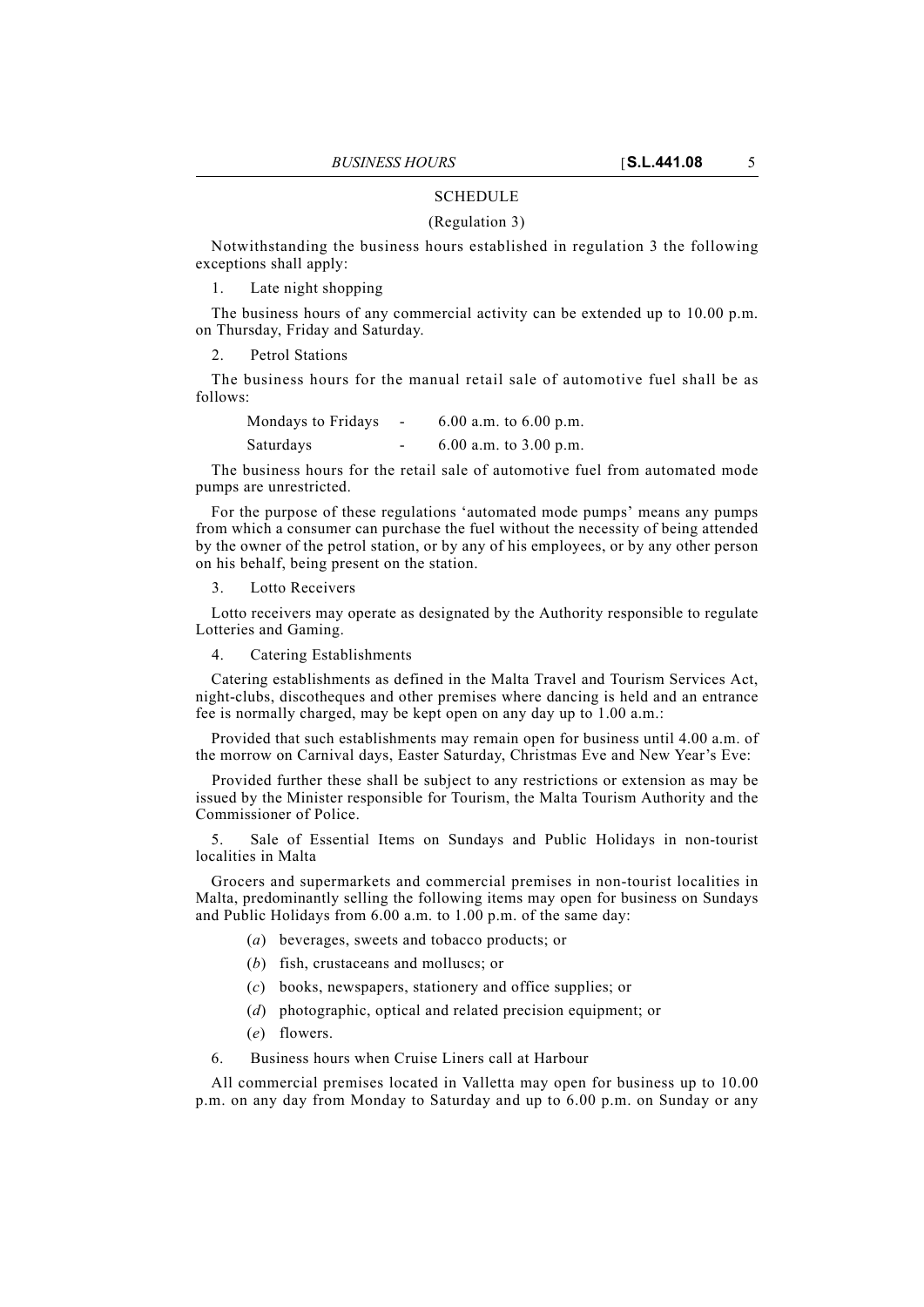## SCHEDULE

(Regulation 3)

Notwithstanding the business hours established in regulation 3 the following exceptions shall apply:

1. Late night shopping

The business hours of any commercial activity can be extended up to 10.00 p.m. on Thursday, Friday and Saturday.

2. Petrol Stations

The business hours for the manual retail sale of automotive fuel shall be as follows:

| | | |
|---|---|---|
| Mondays to Fridays | - | 6.00 a.m. to 6.00 p.m. |
| Saturdays | - | 6.00 a.m. to 3.00 p.m. |

The business hours for the retail sale of automotive fuel from automated mode pumps are unrestricted.

For the purpose of these regulations 'automated mode pumps' means any pumps from which a consumer can purchase the fuel without the necessity of being attended by the owner of the petrol station, or by any of his employees, or by any other person on his behalf, being present on the station.

3. Lotto Receivers

Lotto receivers may operate as designated by the Authority responsible to regulate Lotteries and Gaming.

4. Catering Establishments

Catering establishments as defined in the Malta Travel and Tourism Services Act, night-clubs, discotheques and other premises where dancing is held and an entrance fee is normally charged, may be kept open on any day up to 1.00 a.m.:

Provided that such establishments may remain open for business until 4.00 a.m. of the morrow on Carnival days, Easter Saturday, Christmas Eve and New Year's Eve:

Provided further these shall be subject to any restrictions or extension as may be issued by the Minister responsible for Tourism, the Malta Tourism Authority and the Commissioner of Police.

5. Sale of Essential Items on Sundays and Public Holidays in non-tourist localities in Malta

Grocers and supermarkets and commercial premises in non-tourist localities in Malta, predominantly selling the following items may open for business on Sundays and Public Holidays from 6.00 a.m. to 1.00 p.m. of the same day:

(*a*) beverages, sweets and tobacco products; or

(*b*) fish, crustaceans and molluscs; or

(*c*) books, newspapers, stationery and office supplies; or

(*d*) photographic, optical and related precision equipment; or

(*e*) flowers.

6. Business hours when Cruise Liners call at Harbour

All commercial premises located in Valletta may open for business up to 10.00 p.m. on any day from Monday to Saturday and up to 6.00 p.m. on Sunday or any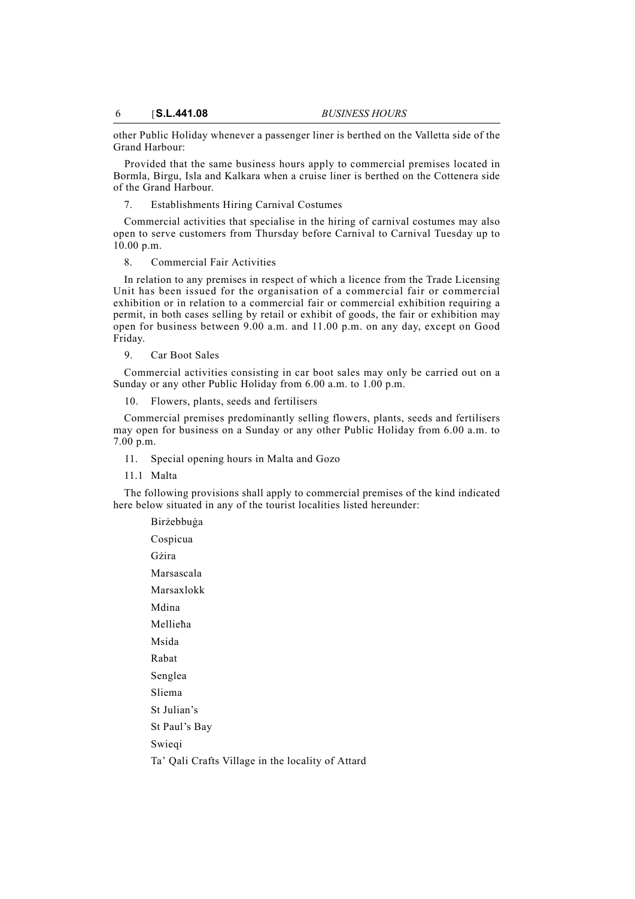other Public Holiday whenever a passenger liner is berthed on the Valletta side of the Grand Harbour:

Provided that the same business hours apply to commercial premises located in Bormla, Birgu, Isla and Kalkara when a cruise liner is berthed on the Cottenera side of the Grand Harbour.

7. Establishments Hiring Carnival Costumes

Commercial activities that specialise in the hiring of carnival costumes may also open to serve customers from Thursday before Carnival to Carnival Tuesday up to 10.00 p.m.

8. Commercial Fair Activities

In relation to any premises in respect of which a licence from the Trade Licensing Unit has been issued for the organisation of a commercial fair or commercial exhibition or in relation to a commercial fair or commercial exhibition requiring a permit, in both cases selling by retail or exhibit of goods, the fair or exhibition may open for business between 9.00 a.m. and 11.00 p.m. on any day, except on Good Friday.

9. Car Boot Sales

Commercial activities consisting in car boot sales may only be carried out on a Sunday or any other Public Holiday from 6.00 a.m. to 1.00 p.m.

10. Flowers, plants, seeds and fertilisers

Commercial premises predominantly selling flowers, plants, seeds and fertilisers may open for business on a Sunday or any other Public Holiday from 6.00 a.m. to 7.00 p.m.

11. Special opening hours in Malta and Gozo

11.1 Malta

The following provisions shall apply to commercial premises of the kind indicated here below situated in any of the tourist localities listed hereunder:

Birżebbuġa

Cospicua

Gżira

Marsascala

Marsaxlokk

Mdina

Mellieħa

Msida

Rabat

Senglea

Sliema

St Julian's

St Paul's Bay

Swieqi

Ta' Qali Crafts Village in the locality of Attard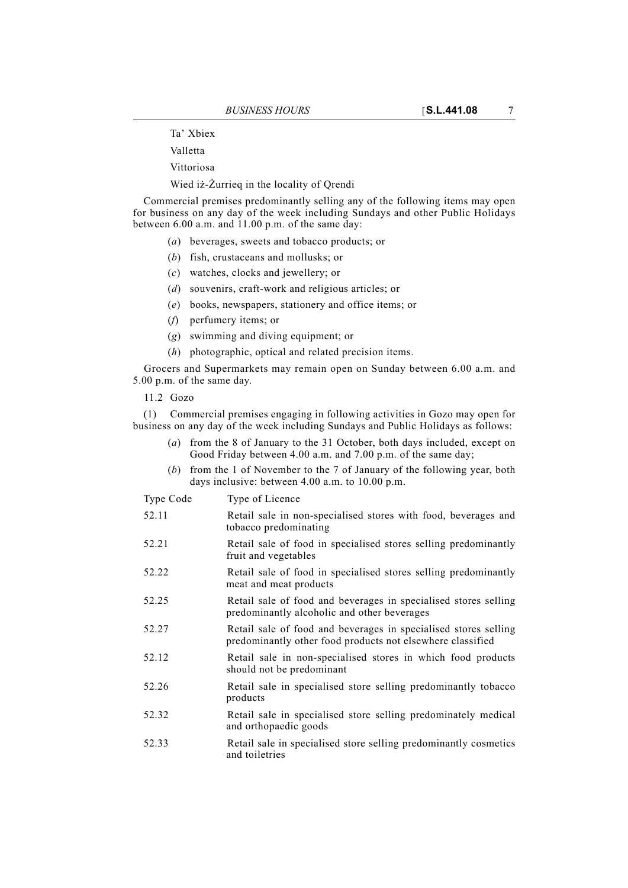Ta' Xbiex

Valletta

Vittoriosa

Wied iż-Żurrieq in the locality of Qrendi

Commercial premises predominantly selling any of the following items may open for business on any day of the week including Sundays and other Public Holidays between 6.00 a.m. and 11.00 p.m. of the same day:

(*a*) beverages, sweets and tobacco products; or

(*b*) fish, crustaceans and mollusks; or

(*c*) watches, clocks and jewellery; or

(*d*) souvenirs, craft-work and religious articles; or

(*e*) books, newspapers, stationery and office items; or

(*f*) perfumery items; or

(*g*) swimming and diving equipment; or

(*h*) photographic, optical and related precision items.

Grocers and Supermarkets may remain open on Sunday between 6.00 a.m. and 5.00 p.m. of the same day.

11.2 Gozo

(1) Commercial premises engaging in following activities in Gozo may open for business on any day of the week including Sundays and Public Holidays as follows:

(*a*) from the 8 of January to the 31 October, both days included, except on Good Friday between 4.00 a.m. and 7.00 p.m. of the same day;

(*b*) from the 1 of November to the 7 of January of the following year, both days inclusive: between 4.00 a.m. to 10.00 p.m.

| Type Code | Type of Licence |
|---|---|
| 52.11 | Retail sale in non-specialised stores with food, beverages and tobacco predominating |
| 52.21 | Retail sale of food in specialised stores selling predominantly fruit and vegetables |
| 52.22 | Retail sale of food in specialised stores selling predominantly meat and meat products |
| 52.25 | Retail sale of food and beverages in specialised stores selling predominantly alcoholic and other beverages |
| 52.27 | Retail sale of food and beverages in specialised stores selling predominantly other food products not elsewhere classified |
| 52.12 | Retail sale in non-specialised stores in which food products should not be predominant |
| 52.26 | Retail sale in specialised store selling predominantly tobacco products |
| 52.32 | Retail sale in specialised store selling predominately medical and orthopaedic goods |
| 52.33 | Retail sale in specialised store selling predominantly cosmetics and toiletries |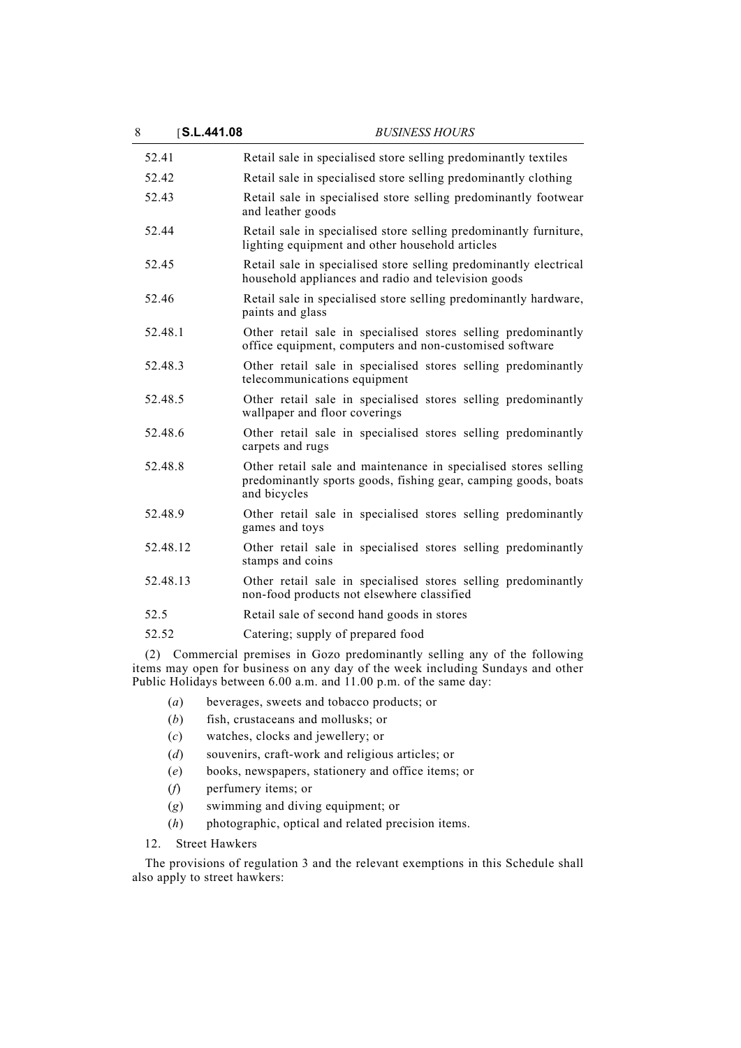| | |
|---|---|
| 52.41 | Retail sale in specialised store selling predominantly textiles |
| 52.42 | Retail sale in specialised store selling predominantly clothing |
| 52.43 | Retail sale in specialised store selling predominantly footwear and leather goods |
| 52.44 | Retail sale in specialised store selling predominantly furniture, lighting equipment and other household articles |
| 52.45 | Retail sale in specialised store selling predominantly electrical household appliances and radio and television goods |
| 52.46 | Retail sale in specialised store selling predominantly hardware, paints and glass |
| 52.48.1 | Other retail sale in specialised stores selling predominantly office equipment, computers and non-customised software |
| 52.48.3 | Other retail sale in specialised stores selling predominantly telecommunications equipment |
| 52.48.5 | Other retail sale in specialised stores selling predominantly wallpaper and floor coverings |
| 52.48.6 | Other retail sale in specialised stores selling predominantly carpets and rugs |
| 52.48.8 | Other retail sale and maintenance in specialised stores selling predominantly sports goods, fishing gear, camping goods, boats and bicycles |
| 52.48.9 | Other retail sale in specialised stores selling predominantly games and toys |
| 52.48.12 | Other retail sale in specialised stores selling predominantly stamps and coins |
| 52.48.13 | Other retail sale in specialised stores selling predominantly non-food products not elsewhere classified |
| 52.5 | Retail sale of second hand goods in stores |
| 52.52 | Catering; supply of prepared food |

(2) Commercial premises in Gozo predominantly selling any of the following items may open for business on any day of the week including Sundays and other Public Holidays between 6.00 a.m. and 11.00 p.m. of the same day:

(*a*) beverages, sweets and tobacco products; or

(*b*) fish, crustaceans and mollusks; or

(*c*) watches, clocks and jewellery; or

(*d*) souvenirs, craft-work and religious articles; or

(*e*) books, newspapers, stationery and office items; or

(*f*) perfumery items; or

(*g*) swimming and diving equipment; or

(*h*) photographic, optical and related precision items.

12. Street Hawkers

The provisions of regulation 3 and the relevant exemptions in this Schedule shall also apply to street hawkers: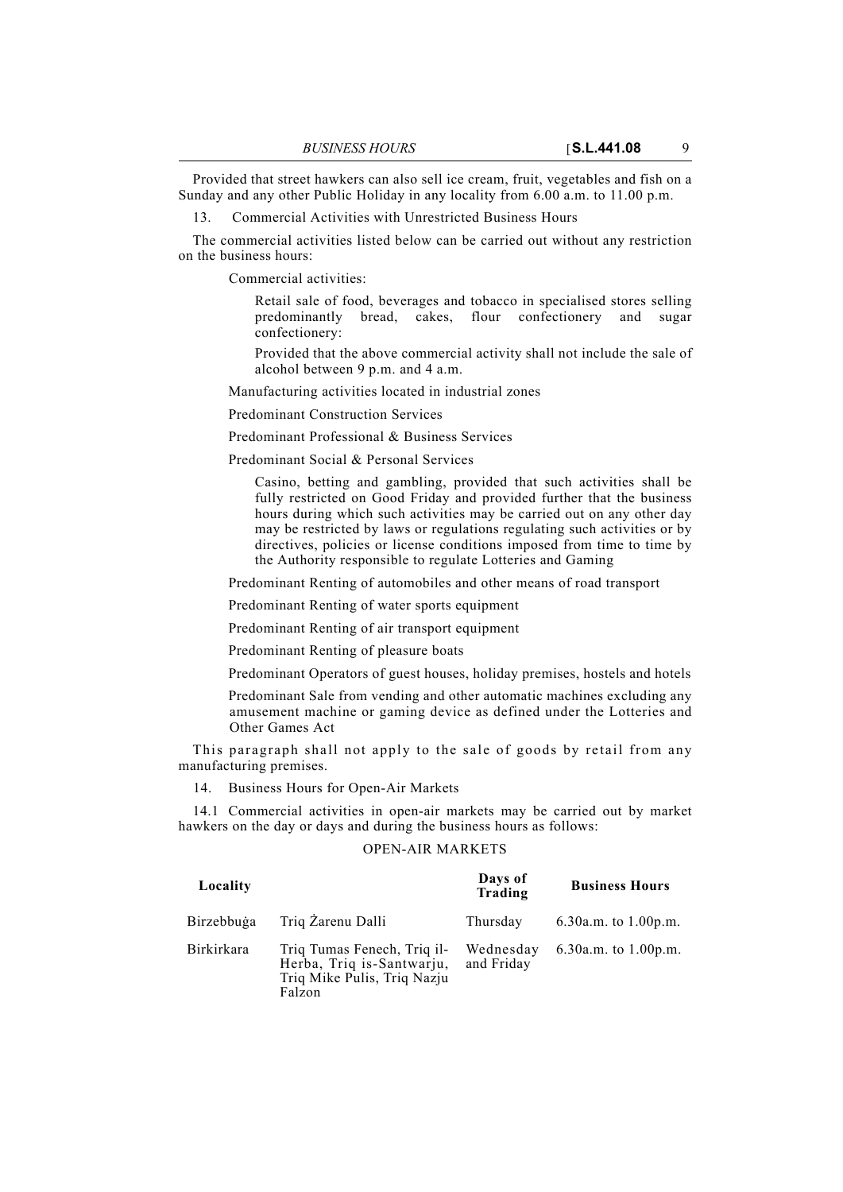Provided that street hawkers can also sell ice cream, fruit, vegetables and fish on a Sunday and any other Public Holiday in any locality from 6.00 a.m. to 11.00 p.m.

13. Commercial Activities with Unrestricted Business Hours

The commercial activities listed below can be carried out without any restriction on the business hours:

Commercial activities:

Retail sale of food, beverages and tobacco in specialised stores selling predominantly bread, cakes, flour confectionery and sugar confectionery:

Provided that the above commercial activity shall not include the sale of alcohol between 9 p.m. and 4 a.m.

Manufacturing activities located in industrial zones

Predominant Construction Services

Predominant Professional & Business Services

Predominant Social & Personal Services

Casino, betting and gambling, provided that such activities shall be fully restricted on Good Friday and provided further that the business hours during which such activities may be carried out on any other day may be restricted by laws or regulations regulating such activities or by directives, policies or license conditions imposed from time to time by the Authority responsible to regulate Lotteries and Gaming

Predominant Renting of automobiles and other means of road transport

Predominant Renting of water sports equipment

Predominant Renting of air transport equipment

Predominant Renting of pleasure boats

Predominant Operators of guest houses, holiday premises, hostels and hotels

Predominant Sale from vending and other automatic machines excluding any amusement machine or gaming device as defined under the Lotteries and Other Games Act

This paragraph shall not apply to the sale of goods by retail from any manufacturing premises.

14. Business Hours for Open-Air Markets

14.1 Commercial activities in open-air markets may be carried out by market hawkers on the day or days and during the business hours as follows:

OPEN-AIR MARKETS

| **Locality** | | **Days of Trading** | **Business Hours** |
|---|---|---|---|
| Birzebbuġa | Triq Żarenu Dalli | Thursday | 6.30a.m. to 1.00p.m. |
| Birkirkara | Triq Tumas Fenech, Triq il-Herba, Triq is-Santwarju, Triq Mike Pulis, Triq Nazju Falzon | Wednesday and Friday | 6.30a.m. to 1.00p.m. |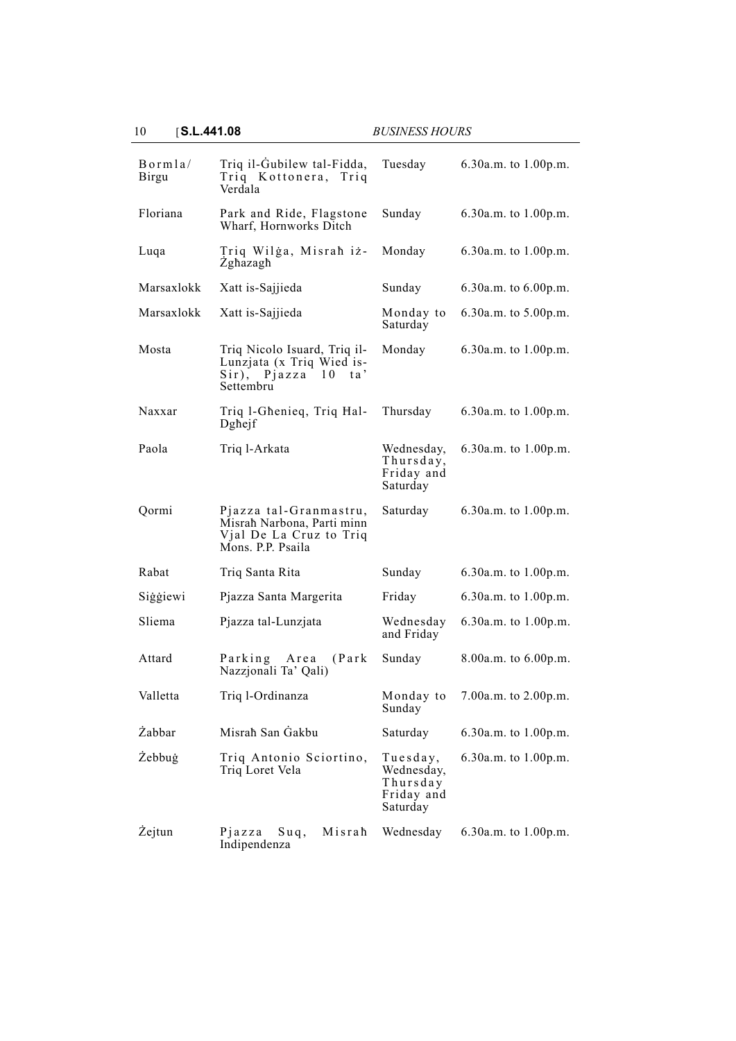| Bormla/ Birgu | Triq il-Ġubilew tal-Fidda, Triq Kottonera, Triq Verdala | Tuesday | 6.30a.m. to 1.00p.m. |
|---|---|---|---|
| Floriana | Park and Ride, Flagstone Wharf, Hornworks Ditch | Sunday | 6.30a.m. to 1.00p.m. |
| Luqa | Triq Wilġa, Misraħ iż-Żgħazagħ | Monday | 6.30a.m. to 1.00p.m. |
| Marsaxlokk | Xatt is-Sajjieda | Sunday | 6.30a.m. to 6.00p.m. |
| Marsaxlokk | Xatt is-Sajjieda | Monday to Saturday | 6.30a.m. to 5.00p.m. |
| Mosta | Triq Nicolo Isuard, Triq il-Lunzjata (x Triq Wied is-Sir), Pjazza 10 ta' Settembru | Monday | 6.30a.m. to 1.00p.m. |
| Naxxar | Triq l-Għenieq, Triq Ħal-Dgħejf | Thursday | 6.30a.m. to 1.00p.m. |
| Paola | Triq l-Arkata | Wednesday, Thursday, Friday and Saturday | 6.30a.m. to 1.00p.m. |
| Qormi | Pjazza tal-Granmastru, Misraħ Narbona, Parti minn Vjal De La Cruz to Triq Mons. P.P. Psaila | Saturday | 6.30a.m. to 1.00p.m. |
| Rabat | Triq Santa Rita | Sunday | 6.30a.m. to 1.00p.m. |
| Siġġiewi | Pjazza Santa Margerita | Friday | 6.30a.m. to 1.00p.m. |
| Sliema | Pjazza tal-Lunzjata | Wednesday and Friday | 6.30a.m. to 1.00p.m. |
| Attard | Parking Area (Park Nazzjonali Ta' Qali) | Sunday | 8.00a.m. to 6.00p.m. |
| Valletta | Triq l-Ordinanza | Monday to Sunday | 7.00a.m. to 2.00p.m. |
| Żabbar | Misraħ San Ġakbu | Saturday | 6.30a.m. to 1.00p.m. |
| Żebbuġ | Triq Antonio Sciortino, Triq Loret Vela | Tuesday, Wednesday, Thursday Friday and Saturday | 6.30a.m. to 1.00p.m. |
| Żejtun | Pjazza Suq, Misraħ Indipendenza | Wednesday | 6.30a.m. to 1.00p.m. |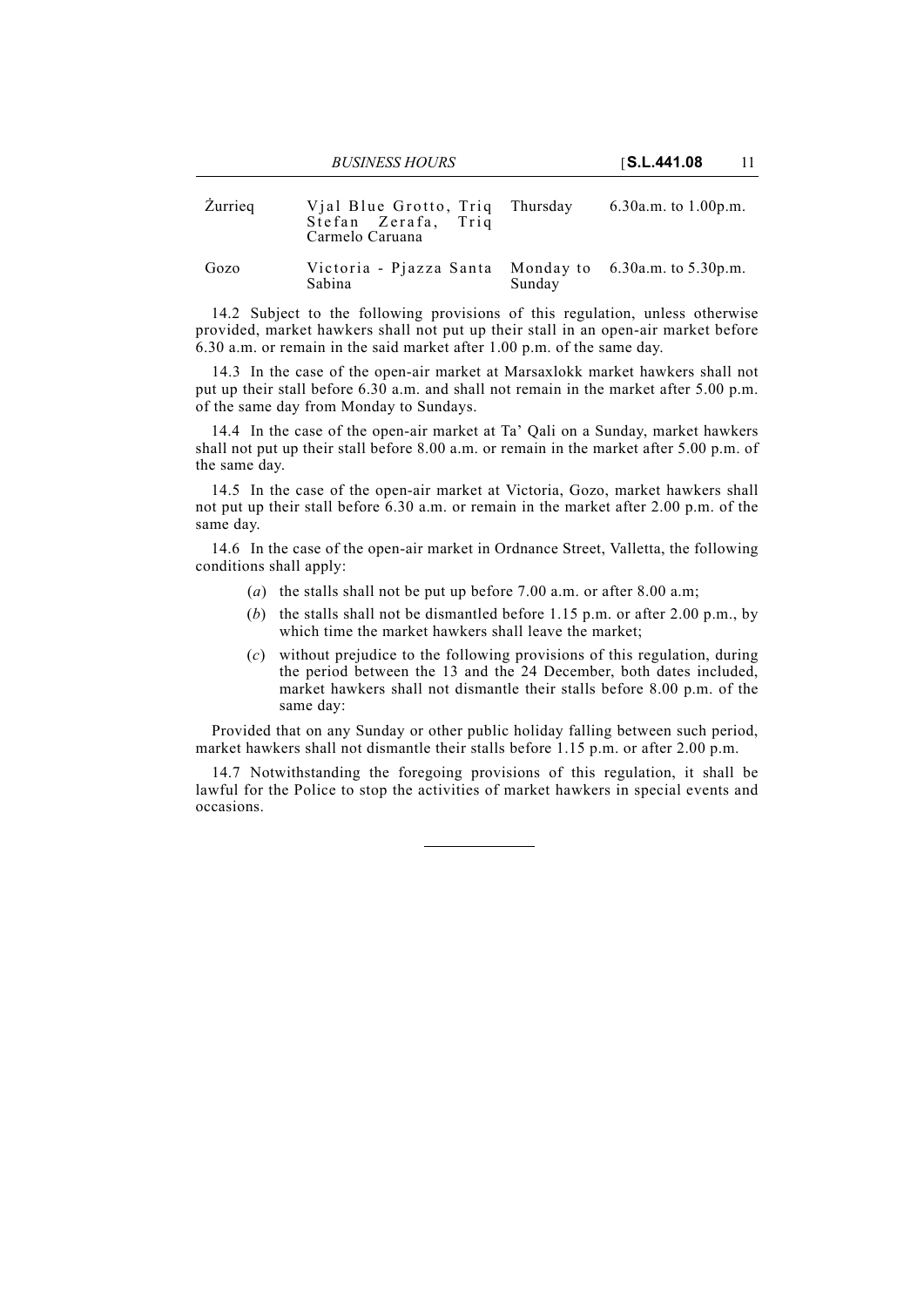| | | | |
|---|---|---|---|
| Żurrieq | Vjal Blue Grotto, Triq Stefan Zerafa, Triq Carmelo Caruana | Thursday | 6.30a.m. to 1.00p.m. |
| Gozo | Victoria - Pjazza Santa Sabina | Monday to Sunday | 6.30a.m. to 5.30p.m. |

14.2 Subject to the following provisions of this regulation, unless otherwise provided, market hawkers shall not put up their stall in an open-air market before 6.30 a.m. or remain in the said market after 1.00 p.m. of the same day.

14.3 In the case of the open-air market at Marsaxlokk market hawkers shall not put up their stall before 6.30 a.m. and shall not remain in the market after 5.00 p.m. of the same day from Monday to Sundays.

14.4 In the case of the open-air market at Ta' Qali on a Sunday, market hawkers shall not put up their stall before 8.00 a.m. or remain in the market after 5.00 p.m. of the same day.

14.5 In the case of the open-air market at Victoria, Gozo, market hawkers shall not put up their stall before 6.30 a.m. or remain in the market after 2.00 p.m. of the same day.

14.6 In the case of the open-air market in Ordnance Street, Valletta, the following conditions shall apply:

(*a*) the stalls shall not be put up before 7.00 a.m. or after 8.00 a.m;

(*b*) the stalls shall not be dismantled before 1.15 p.m. or after 2.00 p.m., by which time the market hawkers shall leave the market;

(*c*) without prejudice to the following provisions of this regulation, during the period between the 13 and the 24 December, both dates included, market hawkers shall not dismantle their stalls before 8.00 p.m. of the same day:

Provided that on any Sunday or other public holiday falling between such period, market hawkers shall not dismantle their stalls before 1.15 p.m. or after 2.00 p.m.

14.7 Notwithstanding the foregoing provisions of this regulation, it shall be lawful for the Police to stop the activities of market hawkers in special events and occasions.